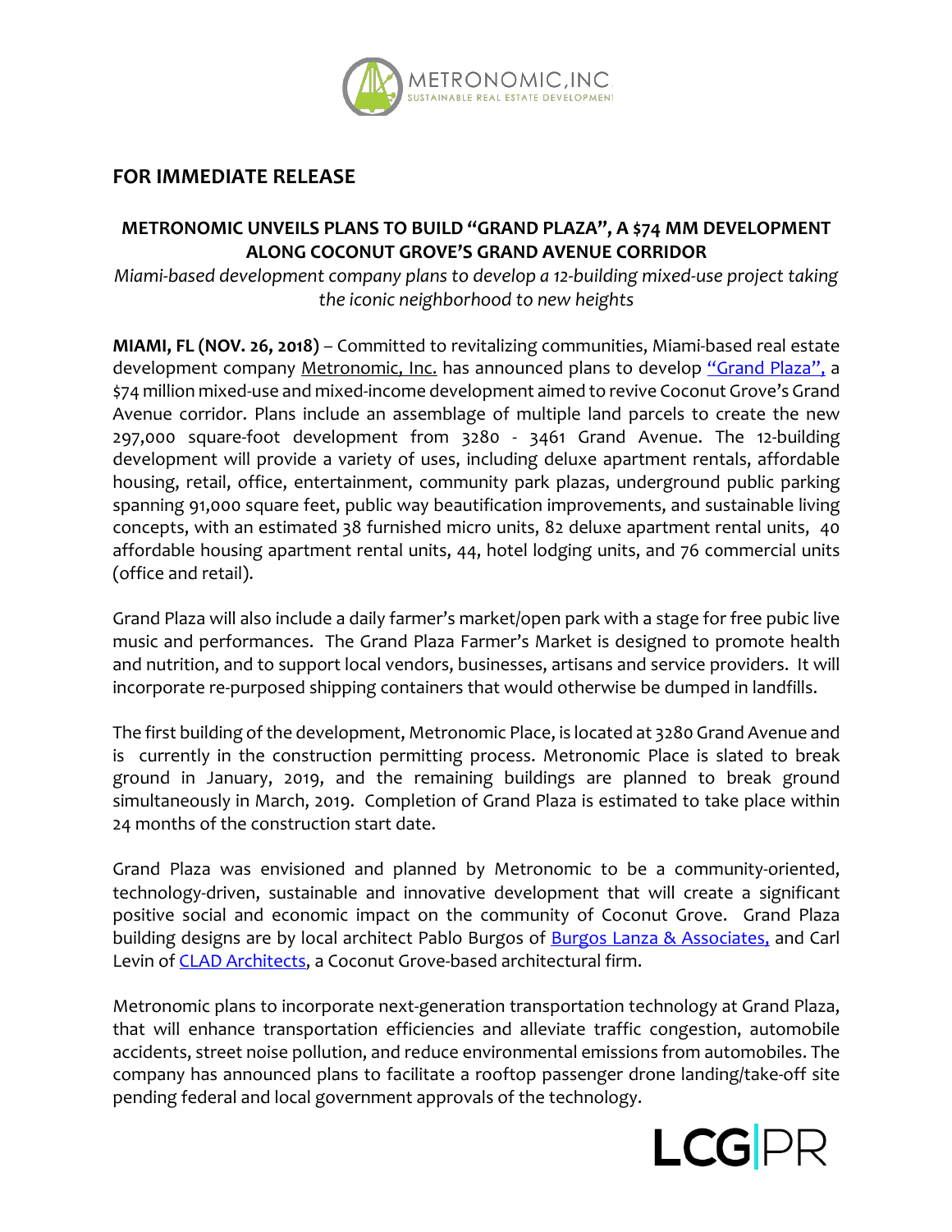METRONOMIC,INC
SUSTAINABLE REAL ESTATE DEVELOPMENT

## FOR IMMEDIATE RELEASE

### METRONOMIC UNVEILS PLANS TO BUILD "GRAND PLAZA", A $74 MM DEVELOPMENT ALONG COCONUT GROVE'S GRAND AVENUE CORRIDOR

*Miami-based development company plans to develop a 12-building mixed-use project taking the iconic neighborhood to new heights*

**MIAMI, FL (NOV. 26, 2018)** – Committed to revitalizing communities, Miami-based real estate development company Metronomic, Inc. has announced plans to develop "Grand Plaza", a $74 million mixed-use and mixed-income development aimed to revive Coconut Grove's Grand Avenue corridor. Plans include an assemblage of multiple land parcels to create the new 297,000 square-foot development from 3280 - 3461 Grand Avenue. The 12-building development will provide a variety of uses, including deluxe apartment rentals, affordable housing, retail, office, entertainment, community park plazas, underground public parking spanning 91,000 square feet, public way beautification improvements, and sustainable living concepts, with an estimated 38 furnished micro units, 82 deluxe apartment rental units, 40 affordable housing apartment rental units, 44, hotel lodging units, and 76 commercial units (office and retail).

Grand Plaza will also include a daily farmer's market/open park with a stage for free pubic live music and performances. The Grand Plaza Farmer's Market is designed to promote health and nutrition, and to support local vendors, businesses, artisans and service providers. It will incorporate re-purposed shipping containers that would otherwise be dumped in landfills.

The first building of the development, Metronomic Place, is located at 3280 Grand Avenue and is currently in the construction permitting process. Metronomic Place is slated to break ground in January, 2019, and the remaining buildings are planned to break ground simultaneously in March, 2019. Completion of Grand Plaza is estimated to take place within 24 months of the construction start date.

Grand Plaza was envisioned and planned by Metronomic to be a community-oriented, technology-driven, sustainable and innovative development that will create a significant positive social and economic impact on the community of Coconut Grove. Grand Plaza building designs are by local architect Pablo Burgos of Burgos Lanza & Associates, and Carl Levin of CLAD Architects, a Coconut Grove-based architectural firm.

Metronomic plans to incorporate next-generation transportation technology at Grand Plaza, that will enhance transportation efficiencies and alleviate traffic congestion, automobile accidents, street noise pollution, and reduce environmental emissions from automobiles. The company has announced plans to facilitate a rooftop passenger drone landing/take-off site pending federal and local government approvals of the technology.

LCG|PR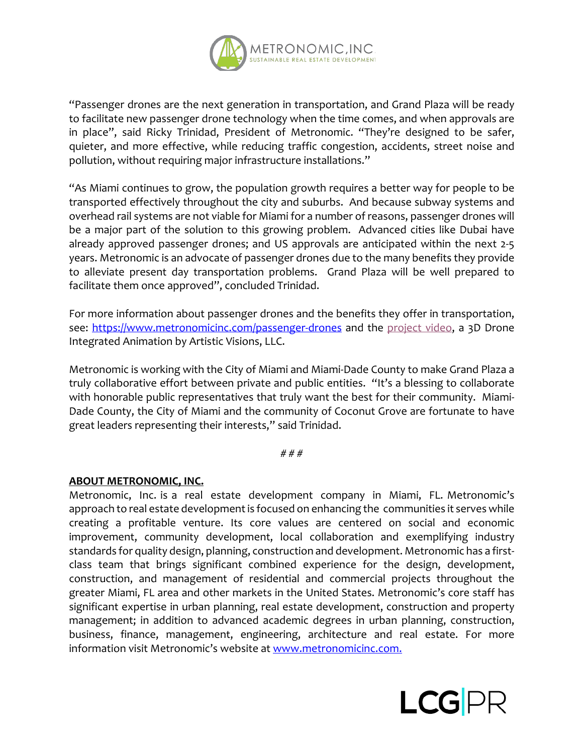"Passenger drones are the next generation in transportation, and Grand Plaza will be ready to facilitate new passenger drone technology when the time comes, and when approvals are in place", said Ricky Trinidad, President of Metronomic. "They're designed to be safer, quieter, and more effective, while reducing traffic congestion, accidents, street noise and pollution, without requiring major infrastructure installations."

"As Miami continues to grow, the population growth requires a better way for people to be transported effectively throughout the city and suburbs. And because subway systems and overhead rail systems are not viable for Miami for a number of reasons, passenger drones will be a major part of the solution to this growing problem. Advanced cities like Dubai have already approved passenger drones; and US approvals are anticipated within the next 2-5 years. Metronomic is an advocate of passenger drones due to the many benefits they provide to alleviate present day transportation problems. Grand Plaza will be well prepared to facilitate them once approved", concluded Trinidad.

For more information about passenger drones and the benefits they offer in transportation, see: https://www.metronomicinc.com/passenger-drones and the project video, a 3D Drone Integrated Animation by Artistic Visions, LLC.

Metronomic is working with the City of Miami and Miami-Dade County to make Grand Plaza a truly collaborative effort between private and public entities. "It's a blessing to collaborate with honorable public representatives that truly want the best for their community. Miami-Dade County, the City of Miami and the community of Coconut Grove are fortunate to have great leaders representing their interests," said Trinidad.

# # #

**ABOUT METRONOMIC, INC.**

Metronomic, Inc. is a real estate development company in Miami, FL. Metronomic's approach to real estate development is focused on enhancing the communities it serves while creating a profitable venture. Its core values are centered on social and economic improvement, community development, local collaboration and exemplifying industry standards for quality design, planning, construction and development. Metronomic has a first-class team that brings significant combined experience for the design, development, construction, and management of residential and commercial projects throughout the greater Miami, FL area and other markets in the United States. Metronomic's core staff has significant expertise in urban planning, real estate development, construction and property management; in addition to advanced academic degrees in urban planning, construction, business, finance, management, engineering, architecture and real estate. For more information visit Metronomic's website at www.metronomicinc.com.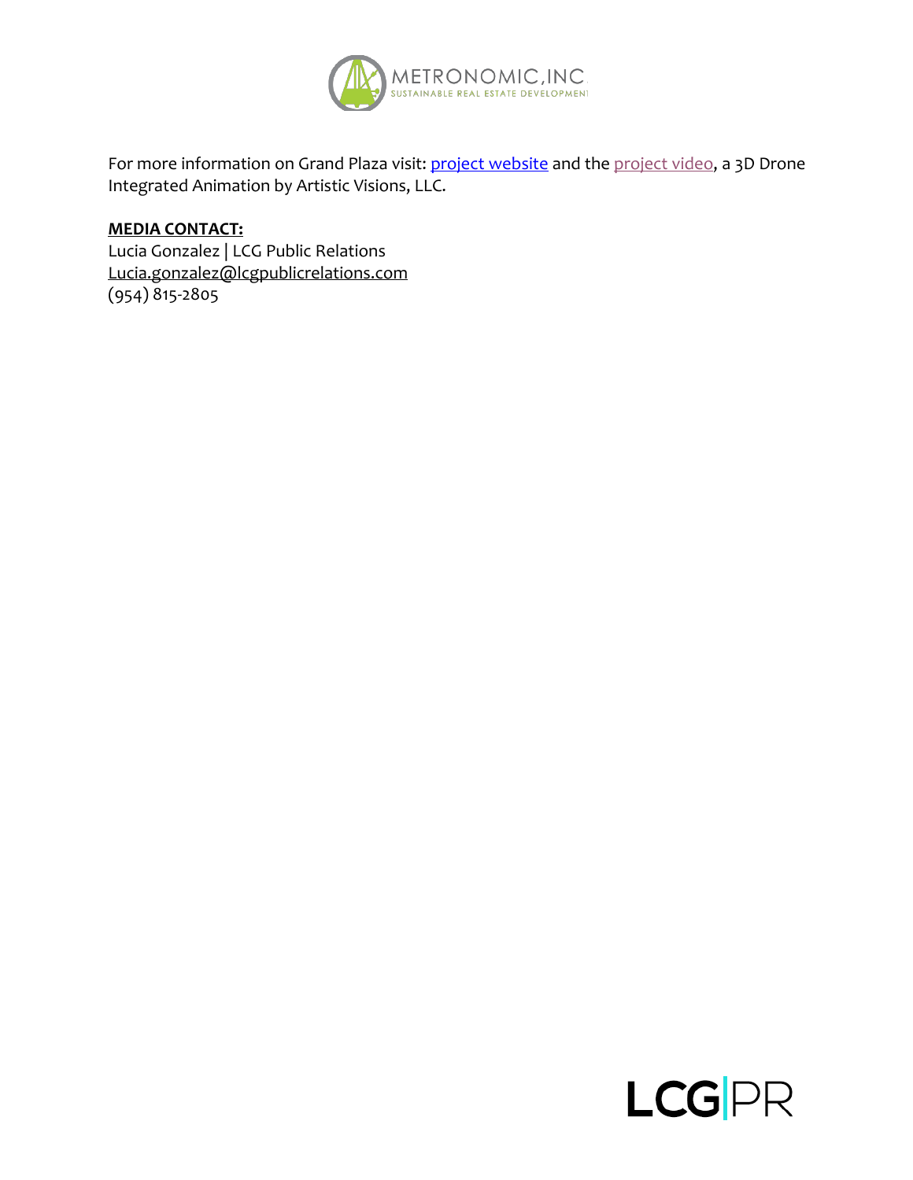For more information on Grand Plaza visit: project website and the project video, a 3D Drone Integrated Animation by Artistic Visions, LLC.

**MEDIA CONTACT:**

Lucia Gonzalez | LCG Public Relations
Lucia.gonzalez@lcgpublicrelations.com
(954) 815-2805